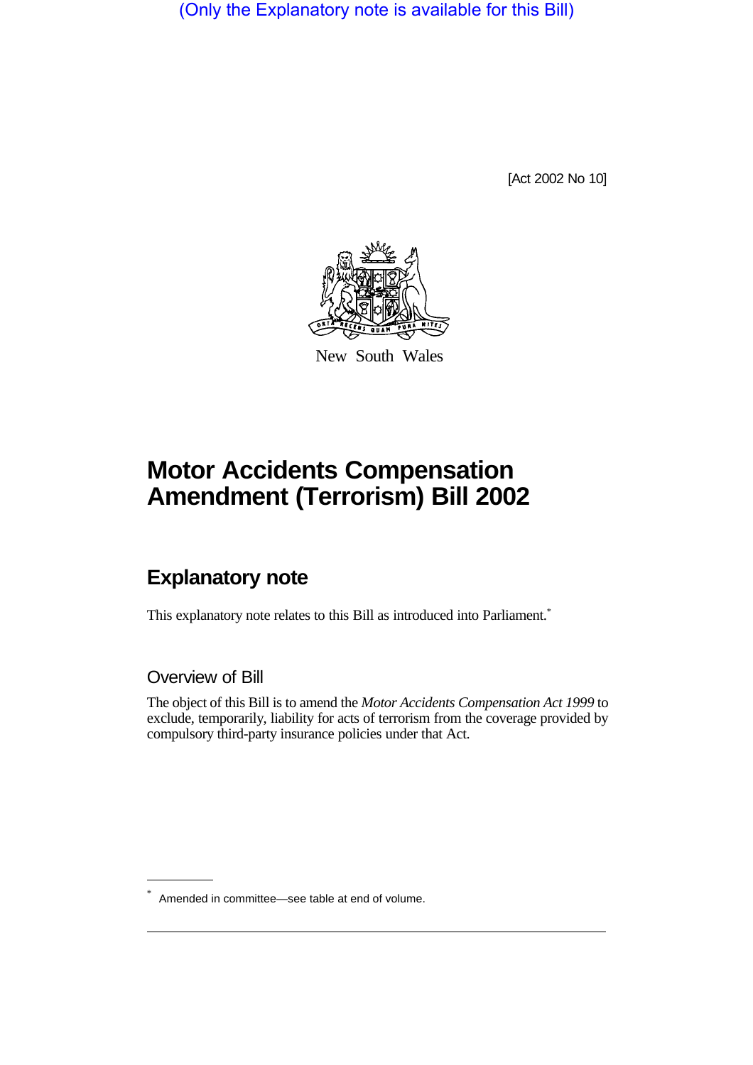(Only the Explanatory note is available for this Bill)

[Act 2002 No 10]

New South Wales

# Motor Accidents Compensation Amendment (Terrorism) Bill 2002

## Explanatory note

This explanatory note relates to this Bill as introduced into Parliament.*

### Overview of Bill

The object of this Bill is to amend the *Motor Accidents Compensation Act 1999* to exclude, temporarily, liability for acts of terrorism from the coverage provided by compulsory third-party insurance policies under that Act.

* Amended in committee—see table at end of volume.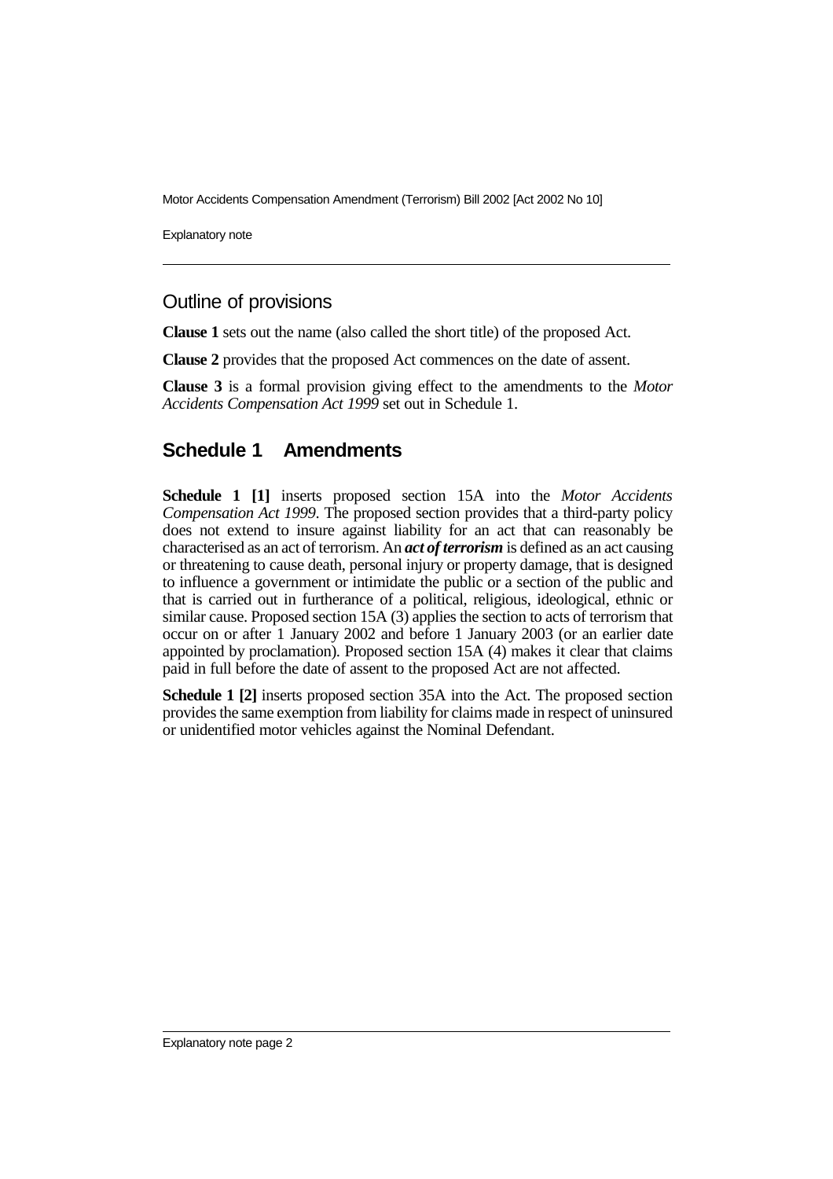## Outline of provisions

**Clause 1** sets out the name (also called the short title) of the proposed Act.

**Clause 2** provides that the proposed Act commences on the date of assent.

**Clause 3** is a formal provision giving effect to the amendments to the *Motor Accidents Compensation Act 1999* set out in Schedule 1.

## Schedule 1 Amendments

**Schedule 1 [1]** inserts proposed section 15A into the *Motor Accidents Compensation Act 1999*. The proposed section provides that a third-party policy does not extend to insure against liability for an act that can reasonably be characterised as an act of terrorism. An ***act of terrorism*** is defined as an act causing or threatening to cause death, personal injury or property damage, that is designed to influence a government or intimidate the public or a section of the public and that is carried out in furtherance of a political, religious, ideological, ethnic or similar cause. Proposed section 15A (3) applies the section to acts of terrorism that occur on or after 1 January 2002 and before 1 January 2003 (or an earlier date appointed by proclamation). Proposed section 15A (4) makes it clear that claims paid in full before the date of assent to the proposed Act are not affected.

**Schedule 1 [2]** inserts proposed section 35A into the Act. The proposed section provides the same exemption from liability for claims made in respect of uninsured or unidentified motor vehicles against the Nominal Defendant.